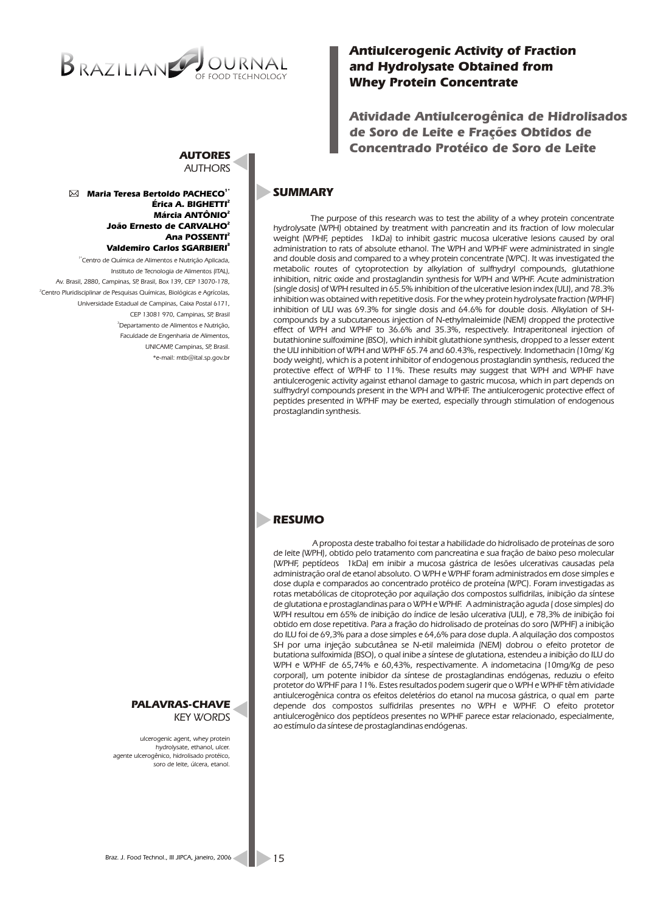# Antiulcerogenic Activity of Fraction and Hydrolysate Obtained from Whey Protein Concentrate

# Atividade Antiulcerogênica de Hidrolisados de Soro de Leite e Frações Obtidos de Concentrado Protéico de Soro de Leite

## AUTORES
AUTHORS

**Maria Teresa Bertoldo PACHECO**[1*]
**Érica A. BIGHETTI**[2]
**Márcia ANTÔNIO**[2]
**João Ernesto de CARVALHO**[2]
**Ana POSSENTI**[2]
**Valdemiro Carlos SGARBIERI**[3]

[1*] Centro de Química de Alimentos e Nutrição Aplicada, Instituto de Tecnologia de Alimentos (ITAL), Av. Brasil, 2880, Campinas, SP, Brasil, Box 139, CEP 13070-178,

[2] Centro Pluridisciplinar de Pesquisas Químicas, Biológicas e Agrícolas, Universidade Estadual de Campinas, Caixa Postal 6171, CEP 13081 970, Campinas, SP, Brasil

[3] Departamento de Alimentos e Nutrição, Faculdade de Engenharia de Alimentos, UNICAMP, Campinas, SP, Brasil.

*e-mail: mtb@ital.sp.gov.br

## SUMMARY

The purpose of this research was to test the ability of a whey protein concentrate hydrolysate (WPH) obtained by treatment with pancreatin and its fraction of low molecular weight (WPHF, peptides 1kDa) to inhibit gastric mucosa ulcerative lesions caused by oral administration to rats of absolute ethanol. The WPH and WPHF were administrated in single and double dosis and compared to a whey protein concentrate (WPC). It was investigated the metabolic routes of cytoprotection by alkylation of sulfhydryl compounds, glutathione inhibition, nitric oxide and prostaglandin synthesis for WPH and WPHF. Acute administration (single dosis) of WPH resulted in 65.5% inhibition of the ulcerative lesion index (ULI), and 78.3% inhibition was obtained with repetitive dosis. For the whey protein hydrolysate fraction (WPHF) inhibition of ULI was 69.3% for single dosis and 64.6% for double dosis. Alkylation of SH-compounds by a subcutaneous injection of N-ethylmaleimide (NEM) dropped the protective effect of WPH and WPHF to 36.6% and 35.3%, respectively. Intraperitoneal injection of butathionine sulfoximine (BSO), which inhibit glutathione synthesis, dropped to a lesser extent the ULI inhibition of WPH and WPHF 65.74 and 60.43%, respectively. Indomethacin (10mg/ Kg body weight), which is a potent inhibitor of endogenous prostaglandin synthesis, reduced the protective effect of WPHF to 11%. These results may suggest that WPH and WPHF have antiulcerogenic activity against ethanol damage to gastric mucosa, which in part depends on sulfhydryl compounds present in the WPH and WPHF. The antiulcerogenic protective effect of peptides presented in WPHF may be exerted, especially through stimulation of endogenous prostaglandin synthesis.

## RESUMO

A proposta deste trabalho foi testar a habilidade do hidrolisado de proteínas de soro de leite (WPH), obtido pelo tratamento com pancreatina e sua fração de baixo peso molecular (WPHF, peptídeos 1kDa) em inibir a mucosa gástrica de lesões ulcerativas causadas pela administração oral de etanol absoluto. O WPH e WPHF foram administrados em dose simples e dose dupla e comparados ao concentrado protéico de proteína (WPC). Foram investigadas as rotas metabólicas de citoproteção por aquilação dos compostos sulfidrilas, inibição da síntese de glutationa e prostaglandinas para o WPH e WPHF. A administração aguda ( dose simples) do WPH resultou em 65% de inibição do índice de lesão ulcerativa (ULI), e 78,3% de inibição foi obtido em dose repetitiva. Para a fração do hidrolisado de proteínas do soro (WPHF) a inibição do ILU foi de 69,3% para a dose simples e 64,6% para dose dupla. A alquilação dos compostos SH por uma injeção subcutânea se N-etil maleimida (NEM) dobrou o efeito protetor de butationa sulfoximida (BSO), o qual inibe a síntese de glutationa, estendeu a inibição do ILU do WPH e WPHF de 65,74% e 60,43%, respectivamente. A indometacina (10mg/Kg de peso corporal), um potente inibidor da síntese de prostaglandinas endógenas, reduziu o efeito protetor do WPHF para 11%. Estes resultados podem sugerir que o WPH e WPHF têm atividade antiulcerogênica contra os efeitos deletérios do etanol na mucosa gástrica, o qual em parte depende dos compostos sulfidrilas presentes no WPH e WPHF. O efeito protetor antiulcerogênico dos peptídeos presentes no WPHF parece estar relacionado, especialmente, ao estímulo da síntese de prostaglandinas endógenas.

## PALAVRAS-CHAVE
KEY WORDS

ulcerogenic agent, whey protein hydrolysate, ethanol, ulcer.
agente ulcerogênico, hidrolisado protéico, soro de leite, úlcera, etanol.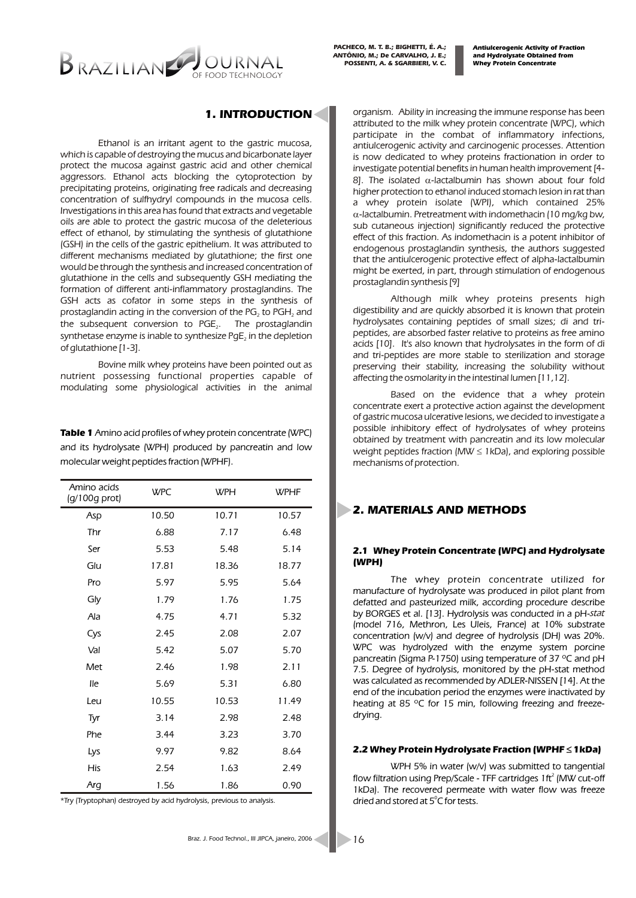## 1. INTRODUCTION

Ethanol is an irritant agent to the gastric mucosa, which is capable of destroying the mucus and bicarbonate layer protect the mucosa against gastric acid and other chemical aggressors. Ethanol acts blocking the cytoprotection by precipitating proteins, originating free radicals and decreasing concentration of sulfhydryl compounds in the mucosa cells. Investigations in this area has found that extracts and vegetable oils are able to protect the gastric mucosa of the deleterious effect of ethanol, by stimulating the synthesis of glutathione (GSH) in the cells of the gastric epithelium. It was attributed to different mechanisms mediated by glutathione; the first one would be through the synthesis and increased concentration of glutathione in the cells and subsequently GSH mediating the formation of different anti-inflammatory prostaglandins. The GSH acts as cofator in some steps in the synthesis of prostaglandin acting in the conversion of the $PG_2$ to $PGH_2$ and the subsequent conversion to $PGE_2$. The prostaglandin synthetase enzyme is inable to synthesize $PgE_2$ in the depletion of glutathione [1-3].

Bovine milk whey proteins have been pointed out as nutrient possessing functional properties capable of modulating some physiological activities in the animal organism. Ability in increasing the immune response has been attributed to the milk whey protein concentrate (WPC), which participate in the combat of inflammatory infections, antiulcerogenic activity and carcinogenic processes. Attention is now dedicated to whey proteins fractionation in order to investigate potential benefits in human health improvement [4-8]. The isolated α-lactalbumin has shown about four fold higher protection to ethanol induced stomach lesion in rat than a whey protein isolate (WPI), which contained 25% α-lactalbumin. Pretreatment with indomethacin (10 mg/kg bw, sub cutaneous injection) significantly reduced the protective effect of this fraction. As indomethacin is a potent inhibitor of endogenous prostaglandin synthesis, the authors suggested that the antiulcerogenic protective effect of alpha-lactalbumin might be exerted, in part, through stimulation of endogenous prostaglandin synthesis [9]

Although milk whey proteins presents high digestibility and are quickly absorbed it is known that protein hydrolysates containing peptides of small sizes; di and tri-peptides, are absorbed faster relative to proteins as free amino acids [10]. It's also known that hydrolysates in the form of di and tri-peptides are more stable to sterilization and storage preserving their stability, increasing the solubility without affecting the osmolarity in the intestinal lumen [11,12].

Based on the evidence that a whey protein concentrate exert a protective action against the development of gastric mucosa ulcerative lesions, we decided to investigate a possible inhibitory effect of hydrolysates of whey proteins obtained by treatment with pancreatin and its low molecular weight peptides fraction (MW ≤ 1kDa), and exploring possible mechanisms of protection.

**Table 1** Amino acid profiles of whey protein concentrate (WPC) and its hydrolysate (WPH) produced by pancreatin and low molecular weight peptides fraction (WPHF).

| Amino acids (g/100g prot) | WPC | WPH | WPHF |
|---|---|---|---|
| Asp | 10.50 | 10.71 | 10.57 |
| Thr | 6.88 | 7.17 | 6.48 |
| Ser | 5.53 | 5.48 | 5.14 |
| Glu | 17.81 | 18.36 | 18.77 |
| Pro | 5.97 | 5.95 | 5.64 |
| Gly | 1.79 | 1.76 | 1.75 |
| Ala | 4.75 | 4.71 | 5.32 |
| Cys | 2.45 | 2.08 | 2.07 |
| Val | 5.42 | 5.07 | 5.70 |
| Met | 2.46 | 1.98 | 2.11 |
| Ile | 5.69 | 5.31 | 6.80 |
| Leu | 10.55 | 10.53 | 11.49 |
| Tyr | 3.14 | 2.98 | 2.48 |
| Phe | 3.44 | 3.23 | 3.70 |
| Lys | 9.97 | 9.82 | 8.64 |
| His | 2.54 | 1.63 | 2.49 |
| Arg | 1.56 | 1.86 | 0.90 |

*Try (Tryptophan) destroyed by acid hydrolysis, previous to analysis.

## 2. MATERIALS AND METHODS

### 2.1 Whey Protein Concentrate (WPC) and Hydrolysate (WPH)

The whey protein concentrate utilized for manufacture of hydrolysate was produced in pilot plant from defatted and pasteurized milk, according procedure describe by BORGES et al. [13]. Hydrolysis was conducted in a pH-*stat* (model 716, Methron, Les Uleis, France) at 10% substrate concentration (w/v) and degree of hydrolysis (DH) was 20%. WPC was hydrolyzed with the enzyme system porcine pancreatin (Sigma P-1750) using temperature of 37 ºC and pH 7.5. Degree of hydrolysis, monitored by the pH-stat method was calculated as recommended by ADLER-NISSEN [14]. At the end of the incubation period the enzymes were inactivated by heating at 85 ºC for 15 min, following freezing and freeze-drying.

### 2.2 Whey Protein Hydrolysate Fraction (WPHF ≤ 1kDa)

WPH 5% in water (w/v) was submitted to tangential flow filtration using Prep/Scale - TFF cartridges $1ft^2$ (MW cut-off 1kDa). The recovered permeate with water flow was freeze dried and stored at 5°C for tests.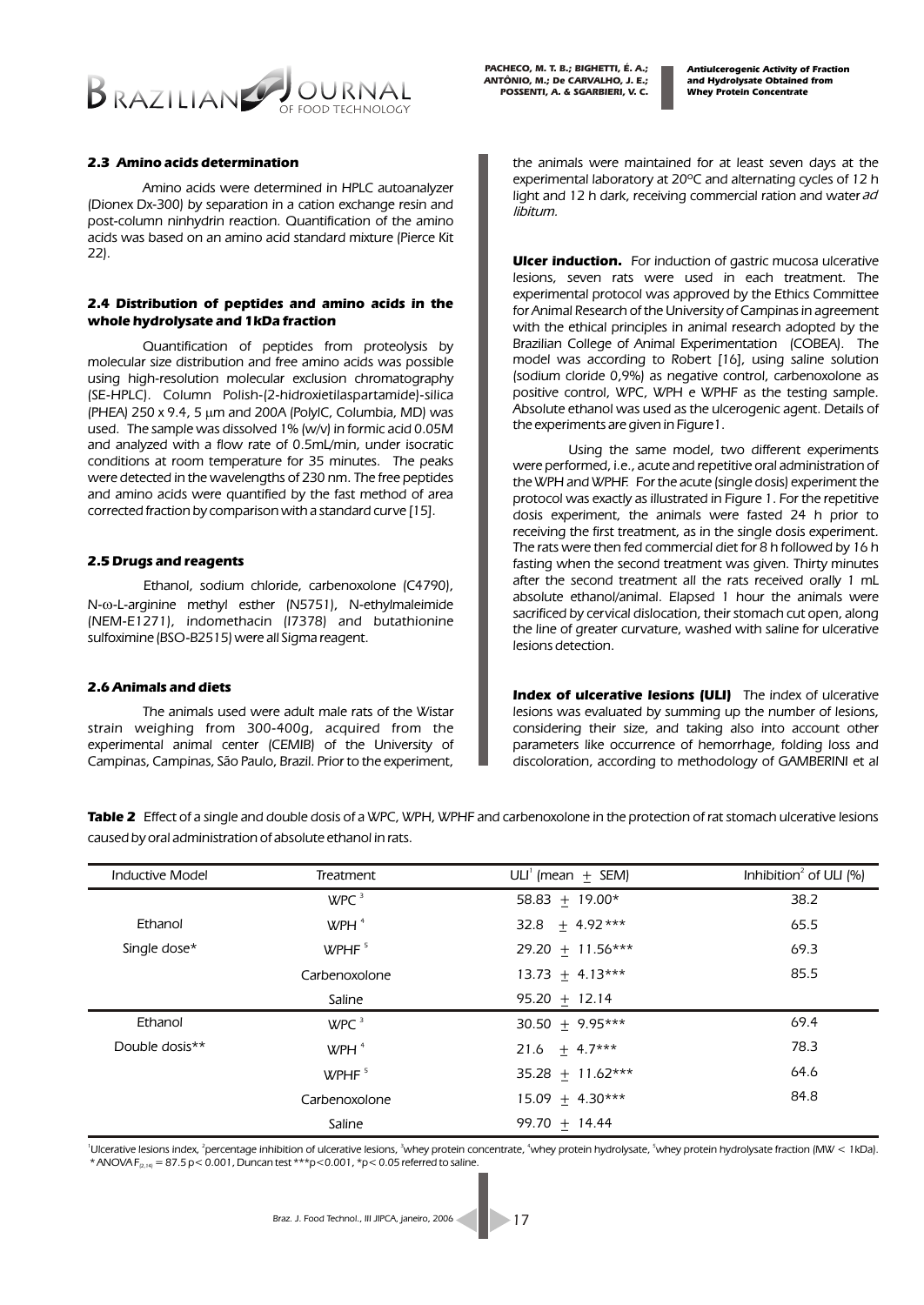### 2.3 Amino acids determination

Amino acids were determined in HPLC autoanalyzer (Dionex Dx-300) by separation in a cation exchange resin and post-column ninhydrin reaction. Quantification of the amino acids was based on an amino acid standard mixture (Pierce Kit 22).

### 2.4 Distribution of peptides and amino acids in the whole hydrolysate and 1kDa fraction

Quantification of peptides from proteolysis by molecular size distribution and free amino acids was possible using high-resolution molecular exclusion chromatography (SE-HPLC). Column Polish-(2-hidroxietilaspartamide)-silica (PHEA) 250 x 9.4, 5 μm and 200A (PolyIC, Columbia, MD) was used. The sample was dissolved 1% (w/v) in formic acid 0.05M and analyzed with a flow rate of 0.5mL/min, under isocratic conditions at room temperature for 35 minutes. The peaks were detected in the wavelengths of 230 nm. The free peptides and amino acids were quantified by the fast method of area corrected fraction by comparison with a standard curve [15].

### 2.5 Drugs and reagents

Ethanol, sodium chloride, carbenoxolone (C4790), N-ω-L-arginine methyl esther (N5751), N-ethylmaleimide (NEM-E1271), indomethacin (I7378) and butathionine sulfoximine (BSO-B2515) were all Sigma reagent.

### 2.6 Animals and diets

The animals used were adult male rats of the Wistar strain weighing from 300-400g, acquired from the experimental animal center (CEMIB) of the University of Campinas, Campinas, São Paulo, Brazil. Prior to the experiment, the animals were maintained for at least seven days at the experimental laboratory at 20ºC and alternating cycles of 12 h light and 12 h dark, receiving commercial ration and water *ad libitum.*

**Ulcer induction.** For induction of gastric mucosa ulcerative lesions, seven rats were used in each treatment. The experimental protocol was approved by the Ethics Committee for Animal Research of the University of Campinas in agreement with the ethical principles in animal research adopted by the Brazilian College of Animal Experimentation (COBEA). The model was according to Robert [16], using saline solution (sodium cloride 0,9%) as negative control, carbenoxolone as positive control, WPC, WPH e WPHF as the testing sample. Absolute ethanol was used as the ulcerogenic agent. Details of the experiments are given in Figure1.

Using the same model, two different experiments were performed, i.e., acute and repetitive oral administration of the WPH and WPHF. For the acute (single dosis) experiment the protocol was exactly as illustrated in Figure 1. For the repetitive dosis experiment, the animals were fasted 24 h prior to receiving the first treatment, as in the single dosis experiment. The rats were then fed commercial diet for 8 h followed by 16 h fasting when the second treatment was given. Thirty minutes after the second treatment all the rats received orally 1 mL absolute ethanol/animal. Elapsed 1 hour the animals were sacrificed by cervical dislocation, their stomach cut open, along the line of greater curvature, washed with saline for ulcerative lesions detection.

**Index of ulcerative lesions (ULI)** The index of ulcerative lesions was evaluated by summing up the number of lesions, considering their size, and taking also into account other parameters like occurrence of hemorrhage, folding loss and discoloration, according to methodology of GAMBERINI et al

**Table 2** Effect of a single and double dosis of a WPC, WPH, WPHF and carbenoxolone in the protection of rat stomach ulcerative lesions caused by oral administration of absolute ethanol in rats.

| Inductive Model | Treatment | ULI[1] (mean ± SEM) | Inhibition[2] of ULI (%) |
|---|---|---|---|
| Ethanol Single dose* | WPC [3] | 58.83 ± 19.00* | 38.2 |
| | WPH [4] | 32.8 ± 4.92*** | 65.5 |
| | WPHF [5] | 29.20 ± 11.56*** | 69.3 |
| | Carbenoxolone | 13.73 ± 4.13*** | 85.5 |
| | Saline | 95.20 ± 12.14 | |
| Ethanol Double dosis** | WPC [3] | 30.50 ± 9.95*** | 69.4 |
| | WPH [4] | 21.6 ± 4.7*** | 78.3 |
| | WPHF [5] | 35.28 ± 11.62*** | 64.6 |
| | Carbenoxolone | 15.09 ± 4.30*** | 84.8 |
| | Saline | 99.70 ± 14.44 | |

[1]Ulcerative lesions index, [2]percentage inhibition of ulcerative lesions, [3]whey protein concentrate, [4]whey protein hydrolysate, [5]whey protein hydrolysate fraction (MW < 1kDa).
* ANOVA $F_{(2,14)} = 87.5$ $p < 0.001$, Duncan test ***$p < 0.001$, *$p < 0.05$ referred to saline.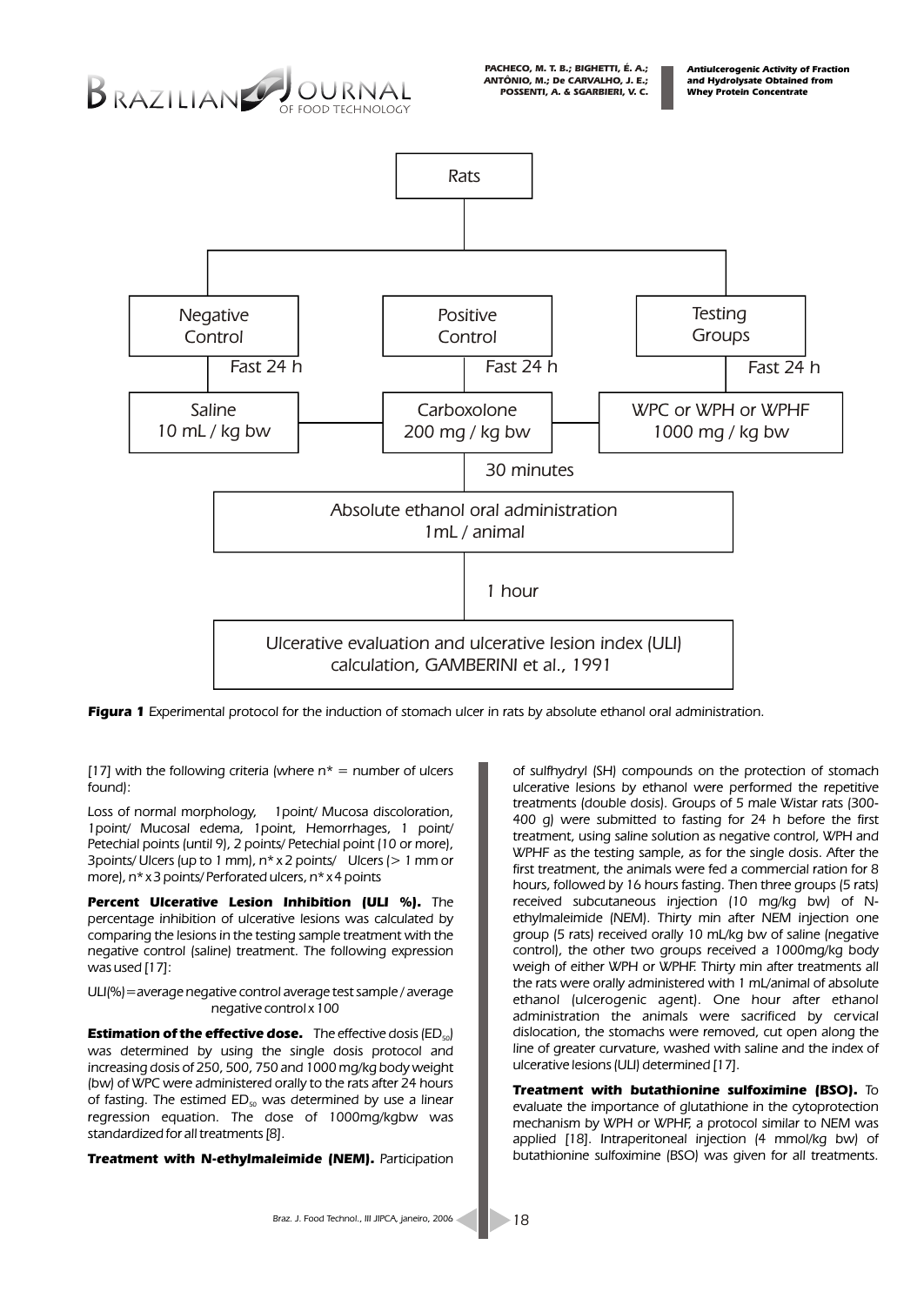Rats

Negative Control — Fast 24 h — Saline 10 mL / kg bw

Positive Control — Fast 24 h — Carboxolone 200 mg / kg bw

Testing Groups — Fast 24 h — WPC or WPH or WPHF 1000 mg / kg bw

30 minutes

Absolute ethanol oral administration 1mL / animal

1 hour

Ulcerative evaluation and ulcerative lesion index (ULI) calculation, GAMBERINI et al., 1991

**Figura 1** Experimental protocol for the induction of stomach ulcer in rats by absolute ethanol oral administration.

[17] with the following criteria (where n* = number of ulcers found):

Loss of normal morphology, 1point/ Mucosa discoloration, 1point/ Mucosal edema, 1point, Hemorrhages, 1 point/ Petechial points (until 9), 2 points/ Petechial point (10 or more), 3points/ Ulcers (up to 1 mm), n* x 2 points/ Ulcers (> 1 mm or more), n* x 3 points/ Perforated ulcers, n* x 4 points

**Percent Ulcerative Lesion Inhibition (ULI %).** The percentage inhibition of ulcerative lesions was calculated by comparing the lesions in the testing sample treatment with the negative control (saline) treatment. The following expression was used [17]:

ULI(%) = average negative control average test sample / average negative control x 100

**Estimation of the effective dose.** The effective dosis ($ED_{50}$) was determined by using the single dosis protocol and increasing dosis of 250, 500, 750 and 1000 mg/kg body weight (bw) of WPC were administered orally to the rats after 24 hours of fasting. The estimed $ED_{50}$ was determined by use a linear regression equation. The dose of 1000mg/kgbw was standardized for all treatments [8].

**Treatment with N-ethylmaleimide (NEM).** Participation of sulfhydryl (SH) compounds on the protection of stomach ulcerative lesions by ethanol were performed the repetitive treatments (double dosis). Groups of 5 male Wistar rats (300-400 g) were submitted to fasting for 24 h before the first treatment, using saline solution as negative control, WPH and WPHF as the testing sample, as for the single dosis. After the first treatment, the animals were fed a commercial ration for 8 hours, followed by 16 hours fasting. Then three groups (5 rats) received subcutaneous injection (10 mg/kg bw) of N-ethylmaleimide (NEM). Thirty min after NEM injection one group (5 rats) received orally 10 mL/kg bw of saline (negative control), the other two groups received a 1000mg/kg body weigh of either WPH or WPHF. Thirty min after treatments all the rats were orally administered with 1 mL/animal of absolute ethanol (ulcerogenic agent). One hour after ethanol administration the animals were sacrificed by cervical dislocation, the stomachs were removed, cut open along the line of greater curvature, washed with saline and the index of ulcerative lesions (ULI) determined [17].

**Treatment with buthathionine sulfoximine (BSO).** To evaluate the importance of glutathione in the cytoprotection mechanism by WPH or WPHF, a protocol similar to NEM was applied [18]. Intraperitoneal injection (4 mmol/kg bw) of butathionine sulfoximine (BSO) was given for all treatments.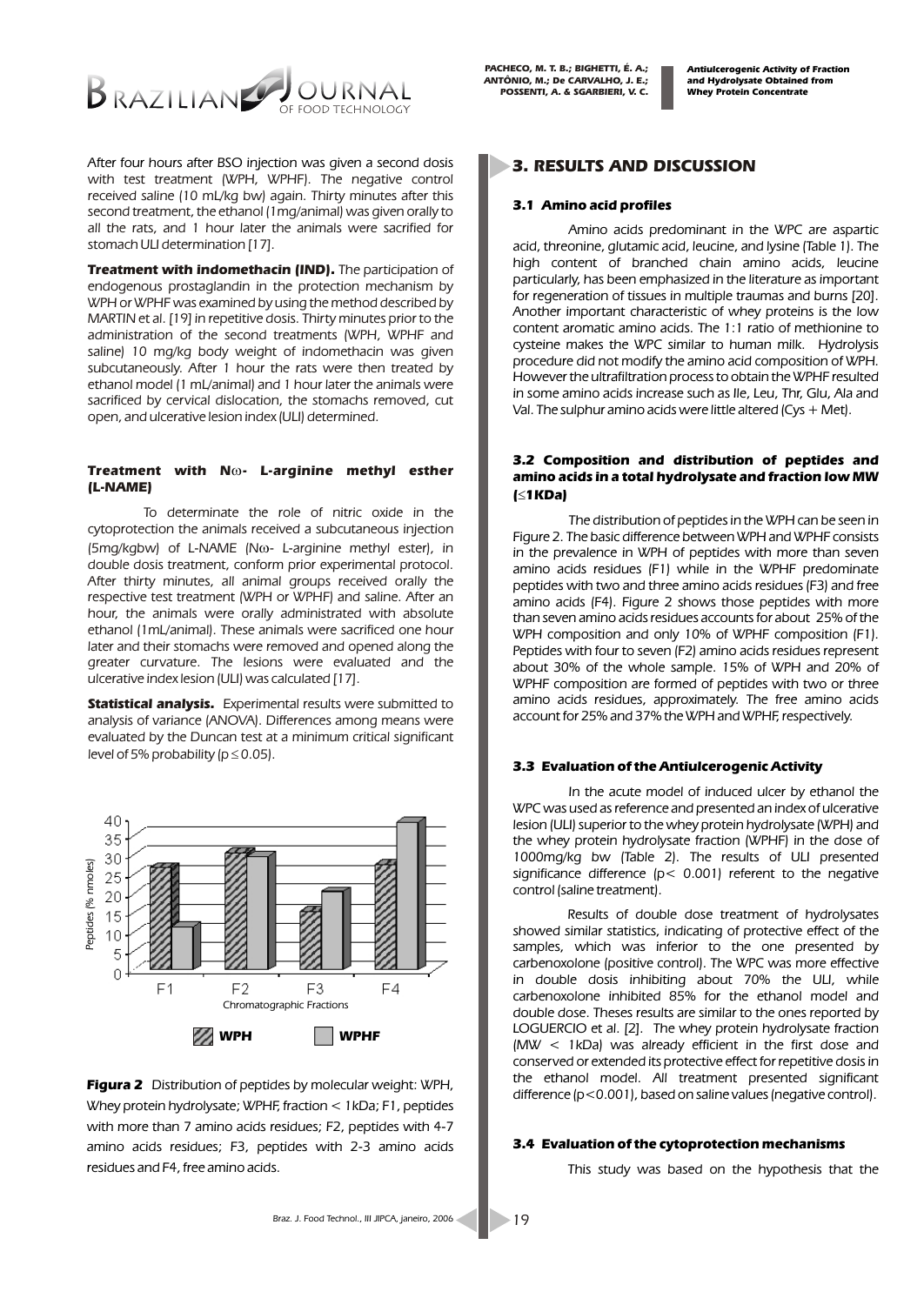After four hours after BSO injection was given a second dosis with test treatment (WPH, WPHF). The negative control received saline (10 mL/kg bw) again. Thirty minutes after this second treatment, the ethanol (1mg/animal) was given orally to all the rats, and 1 hour later the animals were sacrified for stomach ULI determination [17].

**Treatment with indomethacin (IND).** The participation of endogenous prostaglandin in the protection mechanism by WPH or WPHF was examined by using the method described by MARTIN et al. [19] in repetitive dosis. Thirty minutes prior to the administration of the second treatments (WPH, WPHF and saline) 10 mg/kg body weight of indomethacin was given subcutaneously. After 1 hour the rats were then treated by ethanol model (1 mL/animal) and 1 hour later the animals were sacrificed by cervical dislocation, the stomachs removed, cut open, and ulcerative lesion index (ULI) determined.

**Treatment with Nω- L-arginine methyl esther (L-NAME)**

To determinate the role of nitric oxide in the cytoprotection the animals received a subcutaneous injection (5mg/kgbw) of L-NAME (Nω- L-arginine methyl ester), in double dosis treatment, conform prior experimental protocol. After thirty minutes, all animal groups received orally the respective test treatment (WPH or WPHF) and saline. After an hour, the animals were orally administrated with absolute ethanol (1mL/animal). These animals were sacrificed one hour later and their stomachs were removed and opened along the greater curvature. The lesions were evaluated and the ulcerative index lesion (ULI) was calculated [17].

**Statistical analysis.** Experimental results were submitted to analysis of variance (ANOVA). Differences among means were evaluated by the Duncan test at a minimum critical significant level of 5% probability ($p \leq 0.05$).

**Figura 2** Distribution of peptides by molecular weight: WPH, Whey protein hydrolysate; WPHF, fraction < 1kDa; F1, peptides with more than 7 amino acids residues; F2, peptides with 4-7 amino acids residues; F3, peptides with 2-3 amino acids residues and F4, free amino acids.

## 3. RESULTS AND DISCUSSION

### 3.1 Amino acid profiles

Amino acids predominant in the WPC are aspartic acid, threonine, glutamic acid, leucine, and lysine (Table 1). The high content of branched chain amino acids, leucine particularly, has been emphasized in the literature as important for regeneration of tissues in multiple traumas and burns [20]. Another important characteristic of whey proteins is the low content aromatic amino acids. The 1:1 ratio of methionine to cysteine makes the WPC similar to human milk. Hydrolysis procedure did not modify the amino acid composition of WPH. However the ultrafiltration process to obtain the WPHF resulted in some amino acids increase such as Ile, Leu, Thr, Glu, Ala and Val. The sulphur amino acids were little altered (Cys + Met).

### 3.2 Composition and distribution of peptides and amino acids in a total hydrolysate and fraction low MW (≤1KDa)

The distribution of peptides in the WPH can be seen in Figure 2. The basic difference between WPH and WPHF consists in the prevalence in WPH of peptides with more than seven amino acids residues (F1) while in the WPHF predominate peptides with two and three amino acids residues (F3) and free amino acids (F4). Figure 2 shows those peptides with more than seven amino acids residues accounts for about 25% of the WPH composition and only 10% of WPHF composition (F1). Peptides with four to seven (F2) amino acids residues represent about 30% of the whole sample. 15% of WPH and 20% of WPHF composition are formed of peptides with two or three amino acids residues, approximately. The free amino acids account for 25% and 37% the WPH and WPHF, respectively.

### 3.3 Evaluation of the Antiulcerogenic Activity

In the acute model of induced ulcer by ethanol the WPC was used as reference and presented an index of ulcerative lesion (ULI) superior to the whey protein hydrolysate (WPH) and the whey protein hydrolysate fraction (WPHF) in the dose of 1000mg/kg bw (Table 2). The results of ULI presented significance difference ($p < 0.001$) referent to the negative control (saline treatment).

Results of double dose treatment of hydrolysates showed similar statistics, indicating of protective effect of the samples, which was inferior to the one presented by carbenoxolone (positive control). The WPC was more effective in double dosis inhibiting about 70% the ULI, while carbenoxolone inhibited 85% for the ethanol model and double dose. Theses results are similar to the ones reported by LOGUERCIO et al. [2]. The whey protein hydrolysate fraction (MW < 1kDa) was already efficient in the first dose and conserved or extended its protective effect for repetitive dosis in the ethanol model. All treatment presented significant difference ($p < 0.001$), based on saline values (negative control).

### 3.4 Evaluation of the cytoprotection mechanisms

This study was based on the hypothesis that the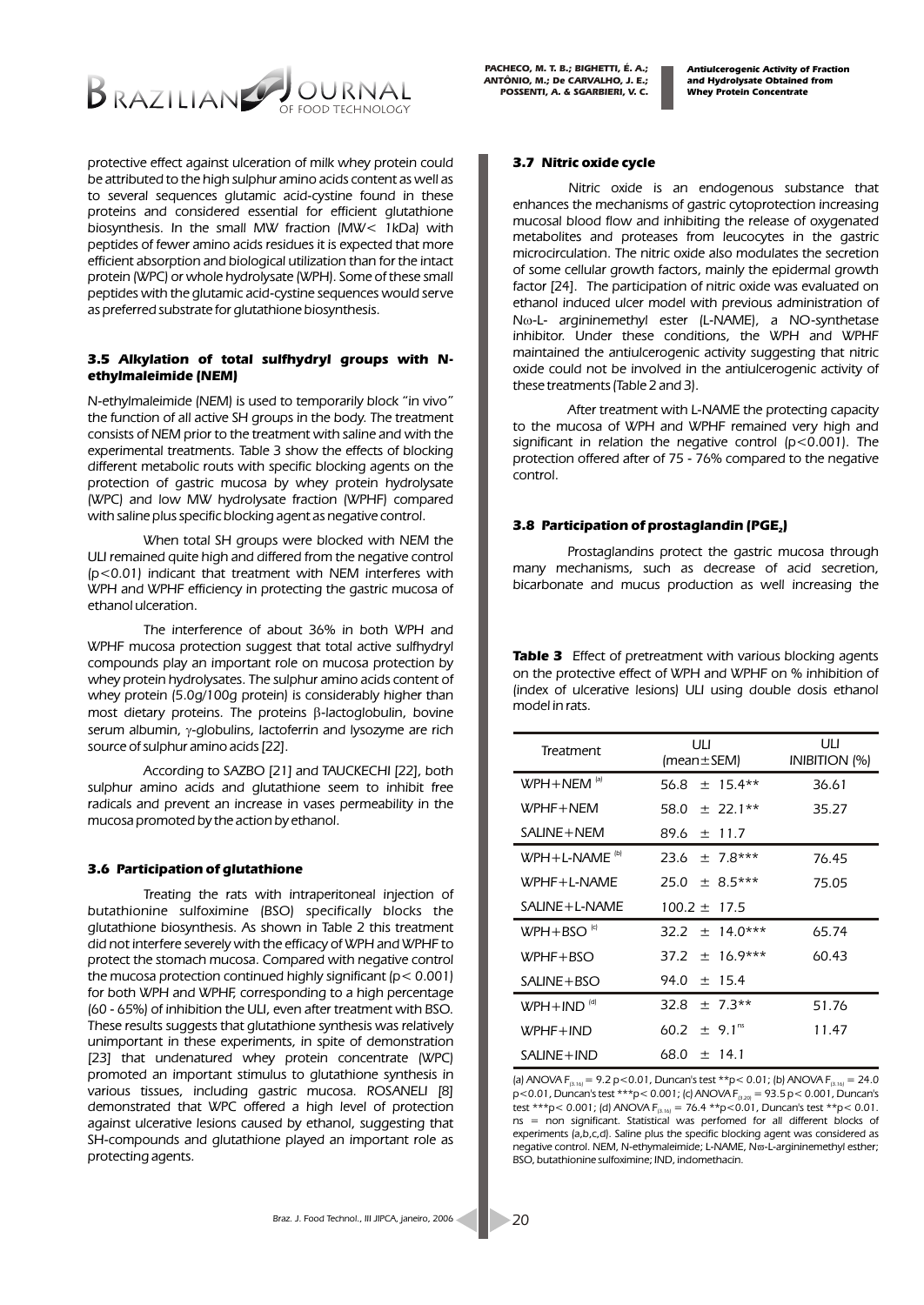protective effect against ulceration of milk whey protein could be attributed to the high sulphur amino acids content as well as to several sequences glutamic acid-cystine found in these proteins and considered essential for efficient glutathione biosynthesis. In the small MW fraction (MW< 1kDa) with peptides of fewer amino acids residues it is expected that more efficient absorption and biological utilization than for the intact protein (WPC) or whole hydrolysate (WPH). Some of these small peptides with the glutamic acid-cystine sequences would serve as preferred substrate for glutathione biosynthesis.

### 3.5 Alkylation of total sulfhydryl groups with N-ethylmaleimide (NEM)

N-ethylmaleimide (NEM) is used to temporarily block "in vivo" the function of all active SH groups in the body. The treatment consists of NEM prior to the treatment with saline and with the experimental treatments. Table 3 show the effects of blocking different metabolic routs with specific blocking agents on the protection of gastric mucosa by whey protein hydrolysate (WPC) and low MW hydrolysate fraction (WPHF) compared with saline plus specific blocking agent as negative control.

When total SH groups were blocked with NEM the ULI remained quite high and differed from the negative control ($p<0.01$) indicant that treatment with NEM interferes with WPH and WPHF efficiency in protecting the gastric mucosa of ethanol ulceration.

The interference of about 36% in both WPH and WPHF mucosa protection suggest that total active sulfhydryl compounds play an important role on mucosa protection by whey protein hydrolysates. The sulphur amino acids content of whey protein (5.0g/100g protein) is considerably higher than most dietary proteins. The proteins β-lactoglobulin, bovine serum albumin, γ-globulins, lactoferrin and lysozyme are rich source of sulphur amino acids [22].

According to SAZBO [21] and TAUCKECHI [22], both sulphur amino acids and glutathione seem to inhibit free radicals and prevent an increase in vases permeability in the mucosa promoted by the action by ethanol.

### 3.6 Participation of glutathione

Treating the rats with intraperitoneal injection of butathionine sulfoximine (BSO) specifically blocks the glutathione biosynthesis. As shown in Table 2 this treatment did not interfere severely with the efficacy of WPH and WPHF to protect the stomach mucosa. Compared with negative control the mucosa protection continued highly significant ($p< 0.001$) for both WPH and WPHF, corresponding to a high percentage (60 - 65%) of inhibition the ULI, even after treatment with BSO. These results suggests that glutathione synthesis was relatively unimportant in these experiments, in spite of demonstration [23] that undenatured whey protein concentrate (WPC) promoted an important stimulus to glutathione synthesis in various tissues, including gastric mucosa. ROSANELI [8] demonstrated that WPC offered a high level of protection against ulcerative lesions caused by ethanol, suggesting that SH-compounds and glutathione played an important role as protecting agents.

### 3.7 Nitric oxide cycle

Nitric oxide is an endogenous substance that enhances the mechanisms of gastric cytoprotection increasing mucosal blood flow and inhibiting the release of oxygenated metabolites and proteases from leucocytes in the gastric microcirculation. The nitric oxide also modulates the secretion of some cellular growth factors, mainly the epidermal growth factor [24]. The participation of nitric oxide was evaluated on ethanol induced ulcer model with previous administration of Nω-L- argininemethyl ester (L-NAME), a NO-synthetase inhibitor. Under these conditions, the WPH and WPHF maintained the antiulcerogenic activity suggesting that nitric oxide could not be involved in the antiulcerogenic activity of these treatments (Table 2 and 3).

After treatment with L-NAME the protecting capacity to the mucosa of WPH and WPHF remained very high and significant in relation the negative control ($p<0.001$). The protection offered after of 75 - 76% compared to the negative control.

### 3.8 Participation of prostaglandin ($PGE_2$)

Prostaglandins protect the gastric mucosa through many mechanisms, such as decrease of acid secretion, bicarbonate and mucus production as well increasing the

**Table 3** Effect of pretreatment with various blocking agents on the protective effect of WPH and WPHF on % inhibition of (index of ulcerative lesions) ULI using double dosis ethanol model in rats.

| Treatment | ULI (mean±SEM) | ULI INIBITION (%) |
|---|---|---|
| WPH+NEM [(a)] | 56.8 ± 15.4** | 36.61 |
| WPHF+NEM | 58.0 ± 22.1** | 35.27 |
| SALINE+NEM | 89.6 ± 11.7 | |
| WPH+L-NAME [(b)] | 23.6 ± 7.8*** | 76.45 |
| WPHF+L-NAME | 25.0 ± 8.5*** | 75.05 |
| SALINE+L-NAME | 100.2 ± 17.5 | |
| WPH+BSO [(c)] | 32.2 ± 14.0*** | 65.74 |
| WPHF+BSO | 37.2 ± 16.9*** | 60.43 |
| SALINE+BSO | 94.0 ± 15.4 | |
| WPH+IND [(d)] | 32.8 ± 7.3** | 51.76 |
| WPHF+IND | 60.2 ± 9.1[ns] | 11.47 |
| SALINE+IND | 68.0 ± 14.1 | |

(a) ANOVA $F_{(3,16)} = 9.2$ $p<0.01$, Duncan's test **$p< 0.01$; (b) ANOVA $F_{(3,16)} = 24.0$ $p<0.01$, Duncan's test ***$p< 0.001$; (c) ANOVA $F_{(3,20)} = 93.5$ $p< 0.001$, Duncan's test ***$p< 0.001$; (d) ANOVA $F_{(3,16)} = 76.4$ **$p<0.01$, Duncan's test **$p< 0.01$. ns = non significant. Statistical was perfomed for all different blocks of experiments (a,b,c,d). Saline plus the specific blocking agent was considered as negative control. NEM, N-ethymaleimide; L-NAME, Nω-L-argininemethyl esther; BSO, butathionine sulfoximine; IND, indomethacin.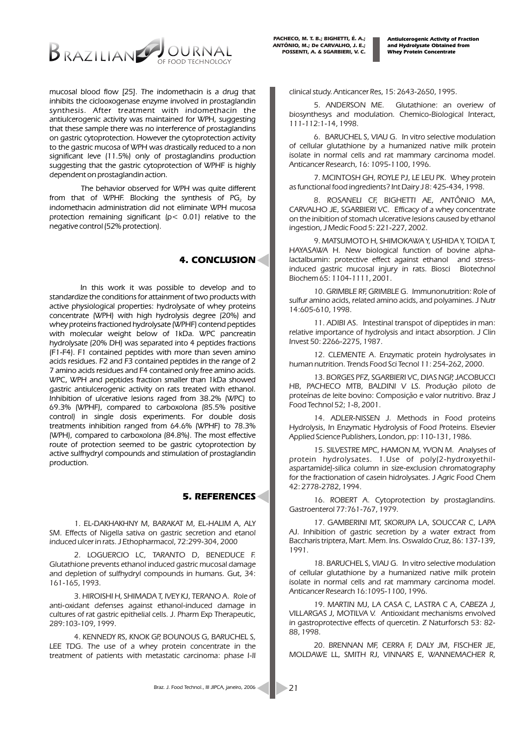mucosal blood flow [25]. The indomethacin is a drug that inhibits the ciclooxygenase enzyme involved in prostaglandin synthesis. After treatment with indomethacin the antiulcerogenic activity was maintained for WPH, suggesting that these sample there was no interference of prostaglandins on gastric cytoprotection. However the cytoprotection activity to the gastric mucosa of WPH was drastically reduced to a non significant leve (11.5%) only of prostaglandins production suggesting that the gastric cytoprotection of WPHF is highly dependent on prostaglandin action.

The behavior observed for WPH was quite different from that of WPHF. Blocking the synthesis of $PG_2$ by indomethacin administration did not eliminate WPH mucosa protection remaining significant ($p < 0.01$) relative to the negative control (52% protection).

## 4. CONCLUSION

In this work it was possible to develop and to standardize the conditions for attainment of two products with active physiological properties: hydrolysate of whey proteins concentrate (WPH) with high hydrolysis degree (20%) and whey proteins fractioned hydrolysate (WPHF) contend peptides with molecular weight below of 1kDa. WPC pancreatin hydrolysate (20% DH) was separated into 4 peptides fractions (F1-F4). F1 contained peptides with more than seven amino acids residues. F2 and F3 contained peptides in the range of 2 7 amino acids residues and F4 contained only free amino acids. WPC, WPH and peptides fraction smaller than 1kDa showed gastric antiulcerogenic activity on rats treated with ethanol. Inhibition of ulcerative lesions raged from 38.2% (WPC) to 69.3% (WPHF), compared to carboxolona (85.5% positive control) in single dosis experiments. For double dosis treatments inhibition ranged from 64.6% (WPHF) to 78.3% (WPH), compared to carboxolona (84.8%). The most effective route of protection seemed to be gastric cytoprotection by active sulfhydryl compounds and stimulation of prostaglandin production.

## 5. REFERENCES

1. EL-DAKHAKHNY M, BARAKAT M, EL-HALIM A, ALY SM. Effects of Nigella sativa on gastric secretion and etanol induced ulcer in rats. J Ethopharmacol, 72:299-304, 2000

2. LOGUERCIO LC, TARANTO D, BENEDUCE F. Glutathione prevents ethanol induced gastric mucosal damage and depletion of sulfhydryl compounds in humans. Gut, 34: 161-165, 1993.

3. HIROISHI H, SHIMADA T, IVEY KJ, TERANO A. Role of anti-oxidant defenses against ethanol-induced damage in cultures of rat gastric epithelial cells. J. Pharm Exp Therapeutic, 289:103-109, 1999.

4. KENNEDY RS, KNOK GP, BOUNOUS G, BARUCHEL S, LEE TDG. The use of a whey protein concentrate in the treatment of patients with metastatic carcinoma: phase I-II clinical study. Anticancer Res, 15: 2643-2650, 1995.

5. ANDERSON ME. Glutathione: an overiew of biosynthesys and modulation. Chemico-Biological Interact, 111-112:1-14, 1998.

6. BARUCHEL S, VIAU G. In vitro selective modulation of cellular glutathione by a humanized native milk protein isolate in normal cells and rat mammary carcinoma model. Anticancer Research, 16: 1095-1100, 1996.

7. MCINTOSH GH, ROYLE PJ, LE LEU PK. Whey protein as functional food ingredients? Int Dairy J 8: 425-434, 1998.

8. ROSANELI CF, BIGHETTI AE, ANTÔNIO MA, CARVALHO JE, SGARBIERI VC. Efficacy of a whey concentrate on the inibition of stomach ulcerative lesions caused by ethanol ingestion, J Medic Food 5: 221-227, 2002.

9. MATSUMOTO H, SHIMOKAWA Y, USHIDA Y, TOIDA T, HAYASAWA H. New biological function of bovine alpha-lactalbumin: protective effect against ethanol and stress-induced gastric mucosal injury in rats. Biosci Biotechnol Biochem 65: 1104-1111, 2001.

10. GRIMBLE RF, GRIMBLE G. Immunonutrition: Role of sulfur amino acids, related amino acids, and polyamines. J Nutr 14:605-610, 1998.

11. ADIBI AS. Intestinal transpot of dipeptides in man: relative importance of hydrolysis and intact absorption. J Clin Invest 50: 2266-2275, 1987.

12. CLEMENTE A. Enzymatic protein hydrolysates in human nutrition. Trends Food Sci Tecnol 11: 254-262, 2000.

13. BORGES PFZ, SGARBIERI VC, DIAS NGP, JACOBUCCI HB, PACHECO MTB, BALDINI V LS. Produção piloto de proteínas de leite bovino: Composição e valor nutritivo. Braz J Food Technol 52; 1-8, 2001.

14. ADLER-NISSEN J. Methods in Food proteins Hydrolysis, In Enzymatic Hydrolysis of Food Proteins. Elsevier Applied Science Publishers, London, pp: 110-131, 1986.

15. SILVESTRE MPC, HAMON M, YVON M. Analyses of protein hydrolysates. 1.Use of poly(2-hydroxyethil-aspartamide)-silica column in size-exclusion chromatography for the fractionation of casein hidrolysates. J Agric Food Chem 42: 2778-2782, 1994.

16. ROBERT A. Cytoprotection by prostaglandins. Gastroenterol 77:761-767, 1979.

17. GAMBERINI MT, SKORUPA LA, SOUCCAR C, LAPA AJ. Inhibition of gastric secretion by a water extract from Baccharis triptera, Mart. Mem. Ins. Oswaldo Cruz, 86: 137-139, 1991.

18. BARUCHEL S, VIAU G. In vitro selective modulation of cellular glutathione by a humanized native milk protein isolate in normal cells and rat mammary carcinoma model. Anticancer Research 16:1095-1100, 1996.

19. MARTIN MJ, LA CASA C, LASTRA C A, CABEZA J, VILLARGAS J, MOTILVA V. Antioxidant mechanisms envolved in gastroprotective effects of quercetin. Z Naturforsch 53: 82-88, 1998.

20. BRENNAN MF, CERRA F, DALY JM, FISCHER JE, MOLDAWE LL, SMITH RJ, VINNARS E, WANNEMACHER R,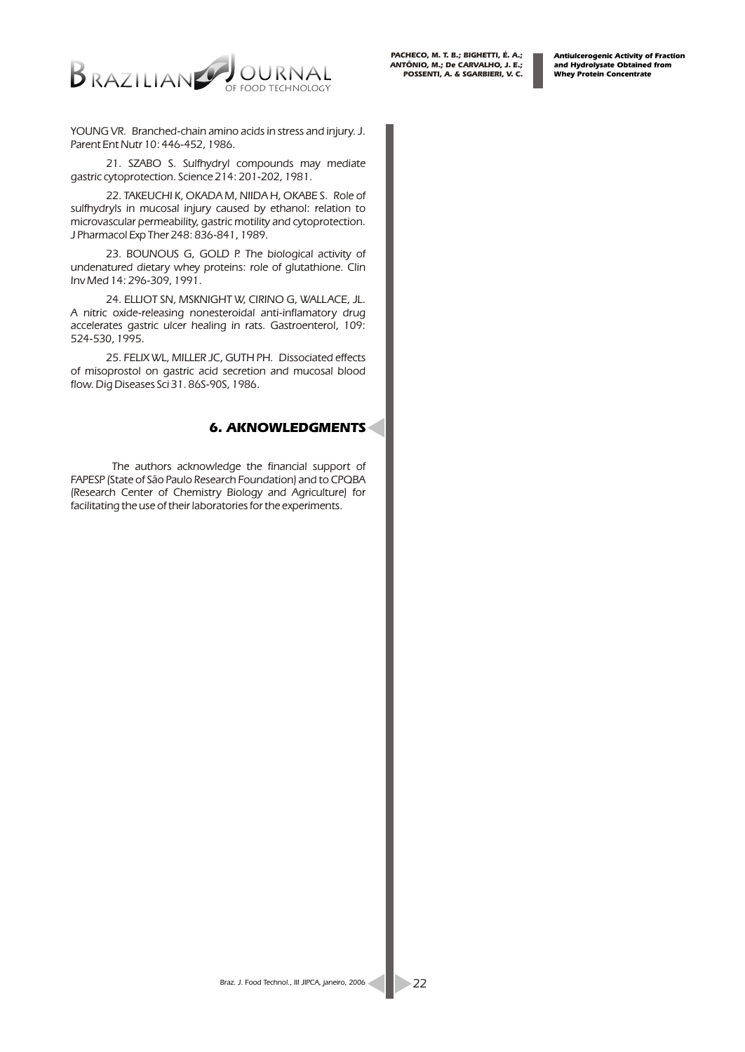YOUNG VR. Branched-chain amino acids in stress and injury. J. Parent Ent Nutr 10: 446-452, 1986.

21. SZABO S. Sulfhydryl compounds may mediate gastric cytoprotection. Science 214: 201-202, 1981.

22. TAKEUCHI K, OKADA M, NIIDA H, OKABE S. Role of sulfhydryls in mucosal injury caused by ethanol: relation to microvascular permeability, gastric motility and cytoprotection. J Pharmacol Exp Ther 248: 836-841, 1989.

23. BOUNOUS G, GOLD P. The biological activity of undenatured dietary whey proteins: role of glutathione. Clin Inv Med 14: 296-309, 1991.

24. ELLIOT SN, MSKNIGHT W, CIRINO G, WALLACE, JL. A nitric oxide-releasing nonesteroidal anti-inflamatory drug accelerates gastric ulcer healing in rats. Gastroenterol, 109: 524-530, 1995.

25. FELIX WL, MILLER JC, GUTH PH. Dissociated effects of misoprostol on gastric acid secretion and mucosal blood flow. Dig Diseases Sci 31. 86S-90S, 1986.

## 6. AKNOWLEDGMENTS

The authors acknowledge the financial support of FAPESP (State of São Paulo Research Foundation) and to CPQBA (Research Center of Chemistry Biology and Agriculture) for facilitating the use of their laboratories for the experiments.